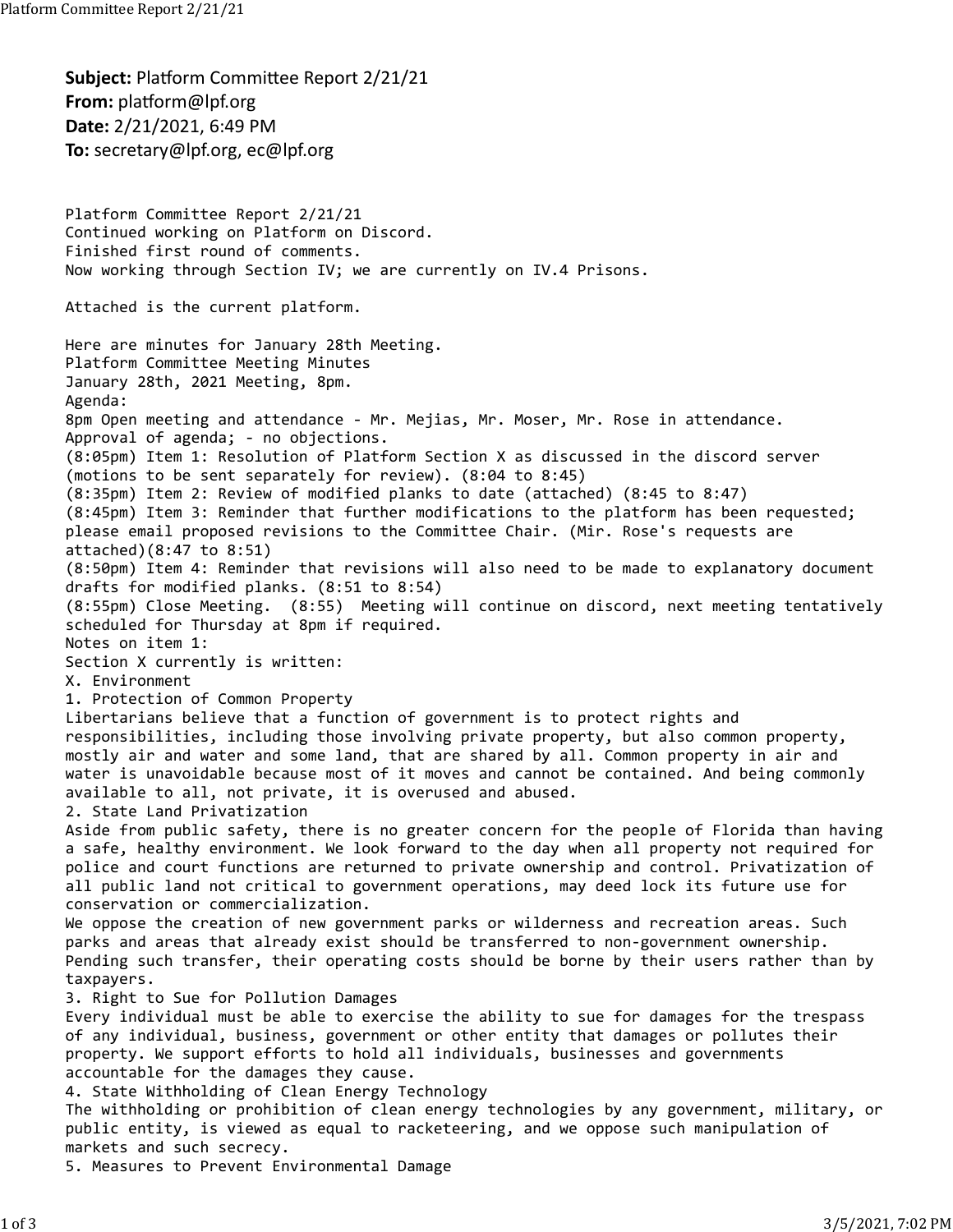**Subject:** Platform Committee Report 2/21/21
**From:** platform@lpf.org
**Date:** 2/21/2021, 6:49 PM
**To:** secretary@lpf.org, ec@lpf.org

Platform Committee Report 2/21/21
Continued working on Platform on Discord.
Finished first round of comments.
Now working through Section IV; we are currently on IV.4 Prisons.

Attached is the current platform.

Here are minutes for January 28th Meeting.
Platform Committee Meeting Minutes
January 28th, 2021 Meeting, 8pm.
Agenda:
8pm Open meeting and attendance - Mr. Mejias, Mr. Moser, Mr. Rose in attendance.
Approval of agenda; - no objections.
(8:05pm) Item 1: Resolution of Platform Section X as discussed in the discord server (motions to be sent separately for review). (8:04 to 8:45)
(8:35pm) Item 2: Review of modified planks to date (attached) (8:45 to 8:47)
(8:45pm) Item 3: Reminder that further modifications to the platform has been requested; please email proposed revisions to the Committee Chair. (Mir. Rose's requests are attached)(8:47 to 8:51)
(8:50pm) Item 4: Reminder that revisions will also need to be made to explanatory document drafts for modified planks. (8:51 to 8:54)
(8:55pm) Close Meeting. (8:55) Meeting will continue on discord, next meeting tentatively scheduled for Thursday at 8pm if required.
Notes on item 1:
Section X currently is written:
X. Environment
1. Protection of Common Property
Libertarians believe that a function of government is to protect rights and responsibilities, including those involving private property, but also common property, mostly air and water and some land, that are shared by all. Common property in air and water is unavoidable because most of it moves and cannot be contained. And being commonly available to all, not private, it is overused and abused.
2. State Land Privatization
Aside from public safety, there is no greater concern for the people of Florida than having a safe, healthy environment. We look forward to the day when all property not required for police and court functions are returned to private ownership and control. Privatization of all public land not critical to government operations, may deed lock its future use for conservation or commercialization.
We oppose the creation of new government parks or wilderness and recreation areas. Such parks and areas that already exist should be transferred to non-government ownership. Pending such transfer, their operating costs should be borne by their users rather than by taxpayers.
3. Right to Sue for Pollution Damages
Every individual must be able to exercise the ability to sue for damages for the trespass of any individual, business, government or other entity that damages or pollutes their property. We support efforts to hold all individuals, businesses and governments accountable for the damages they cause.
4. State Withholding of Clean Energy Technology
The withholding or prohibition of clean energy technologies by any government, military, or public entity, is viewed as equal to racketeering, and we oppose such manipulation of markets and such secrecy.
5. Measures to Prevent Environmental Damage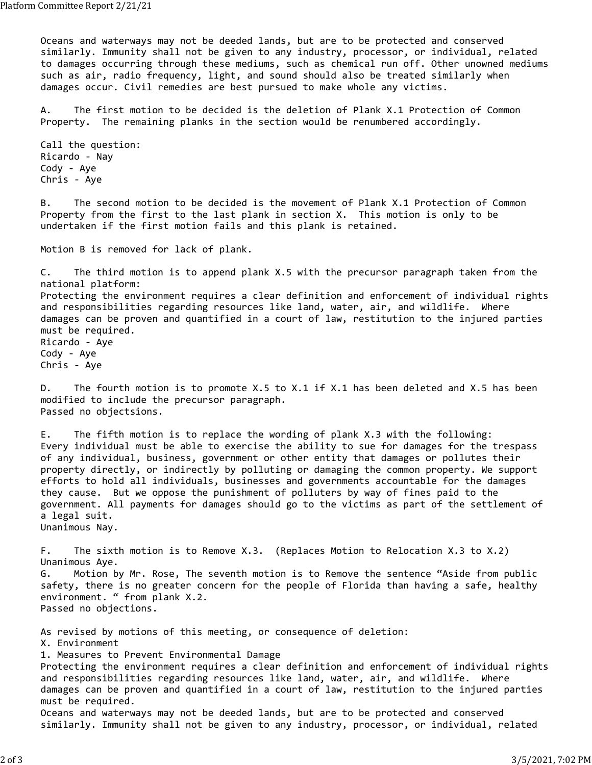Oceans and waterways may not be deeded lands, but are to be protected and conserved similarly. Immunity shall not be given to any industry, processor, or individual, related to damages occurring through these mediums, such as chemical run off. Other unowned mediums such as air, radio frequency, light, and sound should also be treated similarly when damages occur. Civil remedies are best pursued to make whole any victims.

A. The first motion to be decided is the deletion of Plank X.1 Protection of Common Property. The remaining planks in the section would be renumbered accordingly.

Call the question:
Ricardo - Nay
Cody - Aye
Chris - Aye

B. The second motion to be decided is the movement of Plank X.1 Protection of Common Property from the first to the last plank in section X. This motion is only to be undertaken if the first motion fails and this plank is retained.

Motion B is removed for lack of plank.

C. The third motion is to append plank X.5 with the precursor paragraph taken from the national platform:
Protecting the environment requires a clear definition and enforcement of individual rights and responsibilities regarding resources like land, water, air, and wildlife. Where damages can be proven and quantified in a court of law, restitution to the injured parties must be required.
Ricardo - Aye
Cody - Aye
Chris - Aye

D. The fourth motion is to promote X.5 to X.1 if X.1 has been deleted and X.5 has been modified to include the precursor paragraph.
Passed no objectsions.

E. The fifth motion is to replace the wording of plank X.3 with the following:
Every individual must be able to exercise the ability to sue for damages for the trespass of any individual, business, government or other entity that damages or pollutes their property directly, or indirectly by polluting or damaging the common property. We support efforts to hold all individuals, businesses and governments accountable for the damages they cause. But we oppose the punishment of polluters by way of fines paid to the government. All payments for damages should go to the victims as part of the settlement of a legal suit.
Unanimous Nay.

F. The sixth motion is to Remove X.3. (Replaces Motion to Relocation X.3 to X.2)
Unanimous Aye.
G. Motion by Mr. Rose, The seventh motion is to Remove the sentence "Aside from public safety, there is no greater concern for the people of Florida than having a safe, healthy environment. " from plank X.2.
Passed no objections.

As revised by motions of this meeting, or consequence of deletion:
X. Environment
1. Measures to Prevent Environmental Damage
Protecting the environment requires a clear definition and enforcement of individual rights and responsibilities regarding resources like land, water, air, and wildlife. Where damages can be proven and quantified in a court of law, restitution to the injured parties must be required.
Oceans and waterways may not be deeded lands, but are to be protected and conserved similarly. Immunity shall not be given to any industry, processor, or individual, related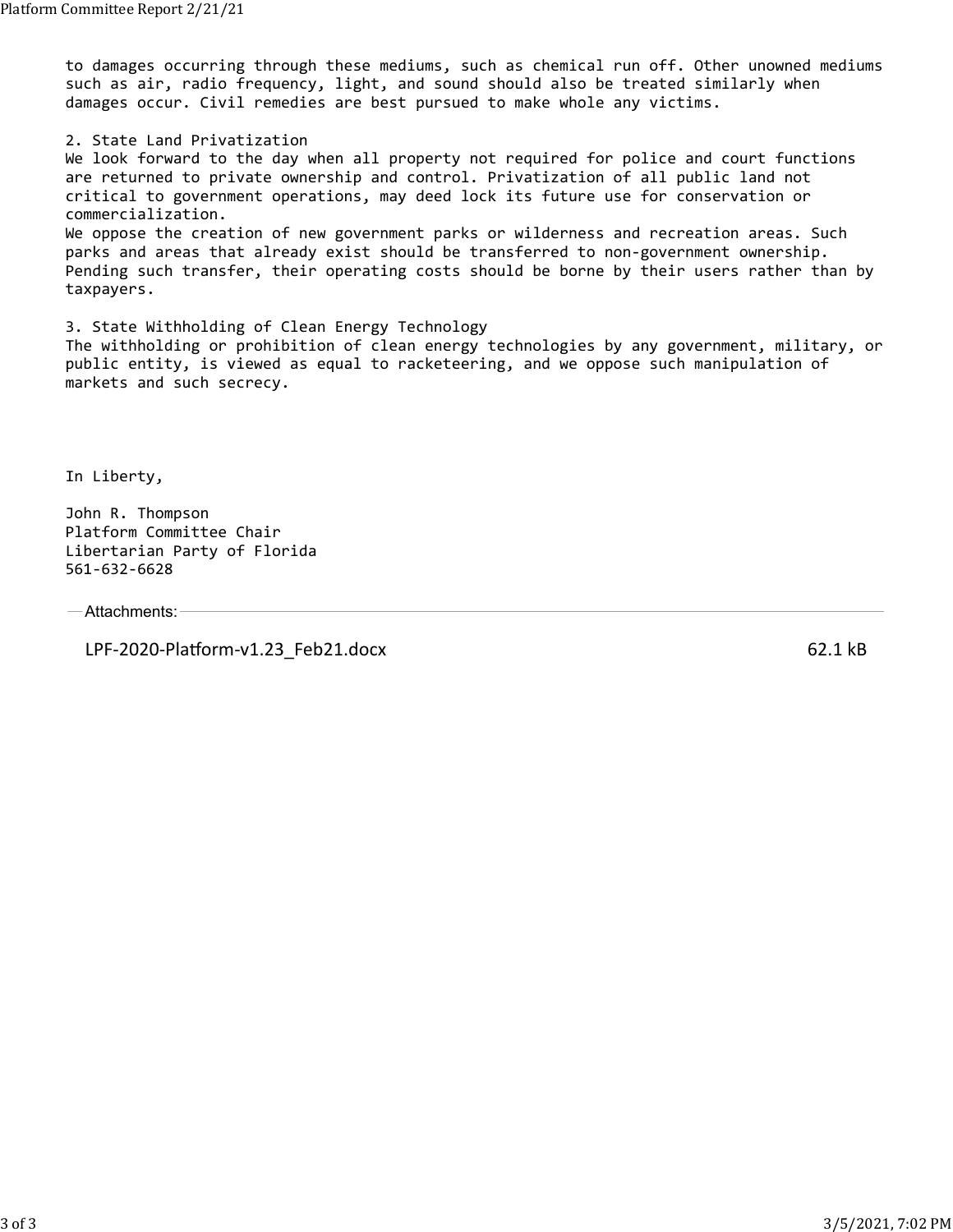to damages occurring through these mediums, such as chemical run off. Other unowned mediums such as air, radio frequency, light, and sound should also be treated similarly when damages occur. Civil remedies are best pursued to make whole any victims.

2. State Land Privatization
We look forward to the day when all property not required for police and court functions are returned to private ownership and control. Privatization of all public land not critical to government operations, may deed lock its future use for conservation or commercialization.
We oppose the creation of new government parks or wilderness and recreation areas. Such parks and areas that already exist should be transferred to non-government ownership. Pending such transfer, their operating costs should be borne by their users rather than by taxpayers.

3. State Withholding of Clean Energy Technology
The withholding or prohibition of clean energy technologies by any government, military, or public entity, is viewed as equal to racketeering, and we oppose such manipulation of markets and such secrecy.

In Liberty,

John R. Thompson
Platform Committee Chair
Libertarian Party of Florida
561-632-6628

Attachments:

LPF-2020-Platform-v1.23_Feb21.docx 62.1 kB